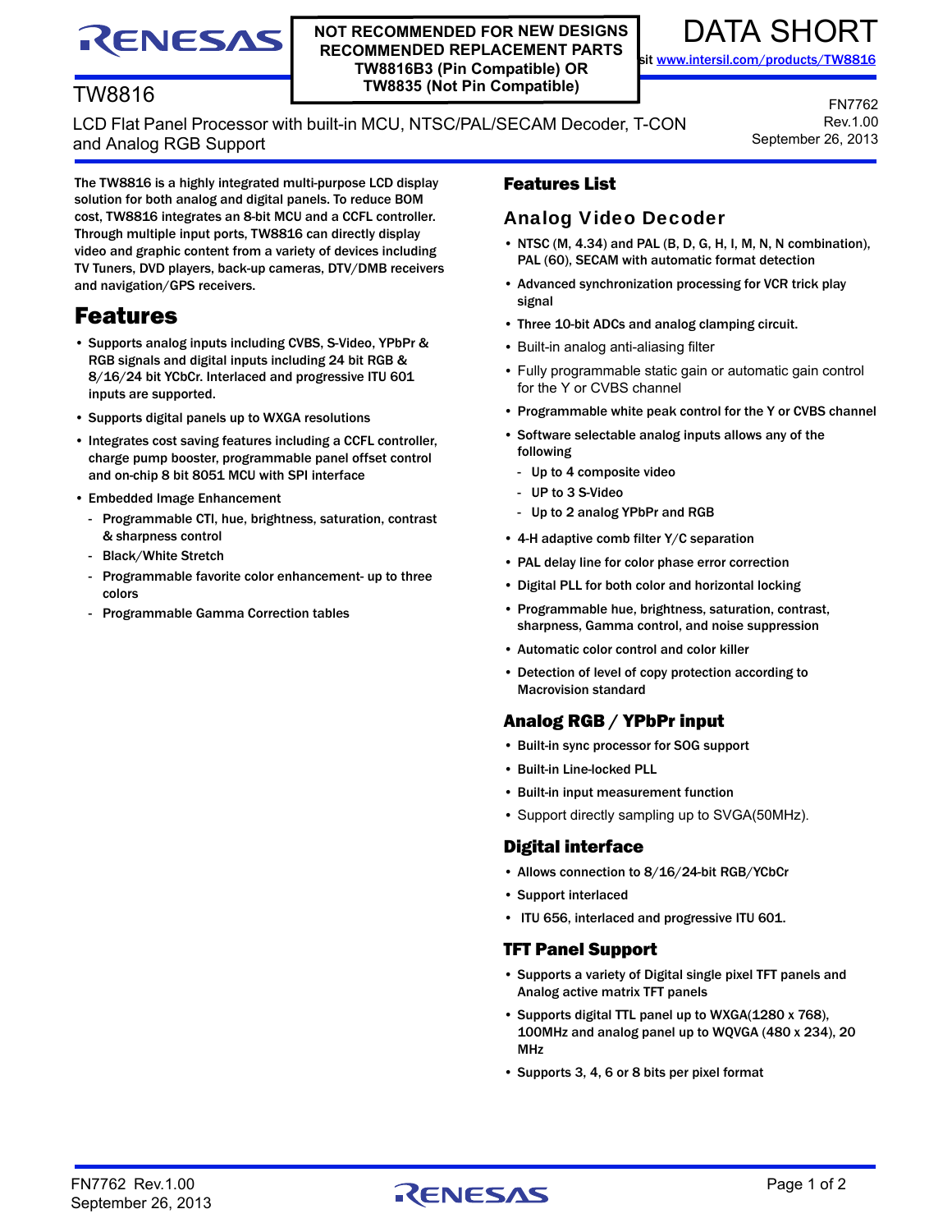RENESAS

**NOT RECOMMENDED FOR NEW DESIGNS**
**RECOMMENDED REPLACEMENT PARTS**
**TW8816B3 (Pin Compatible) OR**
**TW8835 (Not Pin Compatible)**

DATA SHORT

sit www.intersil.com/products/TW8816

# TW8816

LCD Flat Panel Processor with built-in MCU, NTSC/PAL/SECAM Decoder, T-CON and Analog RGB Support

FN7762
Rev.1.00
September 26, 2013

The TW8816 is a highly integrated multi-purpose LCD display solution for both analog and digital panels. To reduce BOM cost, TW8816 integrates an 8-bit MCU and a CCFL controller. Through multiple input ports, TW8816 can directly display video and graphic content from a variety of devices including TV Tuners, DVD players, back-up cameras, DTV/DMB receivers and navigation/GPS receivers.

## Features

- Supports analog inputs including CVBS, S-Video, YPbPr & RGB signals and digital inputs including 24 bit RGB & 8/16/24 bit YCbCr. Interlaced and progressive ITU 601 inputs are supported.
- Supports digital panels up to WXGA resolutions
- Integrates cost saving features including a CCFL controller, charge pump booster, programmable panel offset control and on-chip 8 bit 8051 MCU with SPI interface
- Embedded Image Enhancement
  - Programmable CTI, hue, brightness, saturation, contrast & sharpness control
  - Black/White Stretch
  - Programmable favorite color enhancement- up to three colors
  - Programmable Gamma Correction tables

## Features List

### Analog Video Decoder

- NTSC (M, 4.34) and PAL (B, D, G, H, I, M, N, N combination), PAL (60), SECAM with automatic format detection
- Advanced synchronization processing for VCR trick play signal
- Three 10-bit ADCs and analog clamping circuit.
- Built-in analog anti-aliasing filter
- Fully programmable static gain or automatic gain control for the Y or CVBS channel
- Programmable white peak control for the Y or CVBS channel
- Software selectable analog inputs allows any of the following
  - Up to 4 composite video
  - UP to 3 S-Video
  - Up to 2 analog YPbPr and RGB
- 4-H adaptive comb filter Y/C separation
- PAL delay line for color phase error correction
- Digital PLL for both color and horizontal locking
- Programmable hue, brightness, saturation, contrast, sharpness, Gamma control, and noise suppression
- Automatic color control and color killer
- Detection of level of copy protection according to Macrovision standard

### Analog RGB / YPbPr input

- Built-in sync processor for SOG support
- Built-in Line-locked PLL
- Built-in input measurement function
- Support directly sampling up to SVGA(50MHz).

### Digital interface

- Allows connection to 8/16/24-bit RGB/YCbCr
- Support interlaced
- ITU 656, interlaced and progressive ITU 601.

### TFT Panel Support

- Supports a variety of Digital single pixel TFT panels and Analog active matrix TFT panels
- Supports digital TTL panel up to WXGA(1280 x 768), 100MHz and analog panel up to WQVGA (480 x 234), 20 MHz
- Supports 3, 4, 6 or 8 bits per pixel format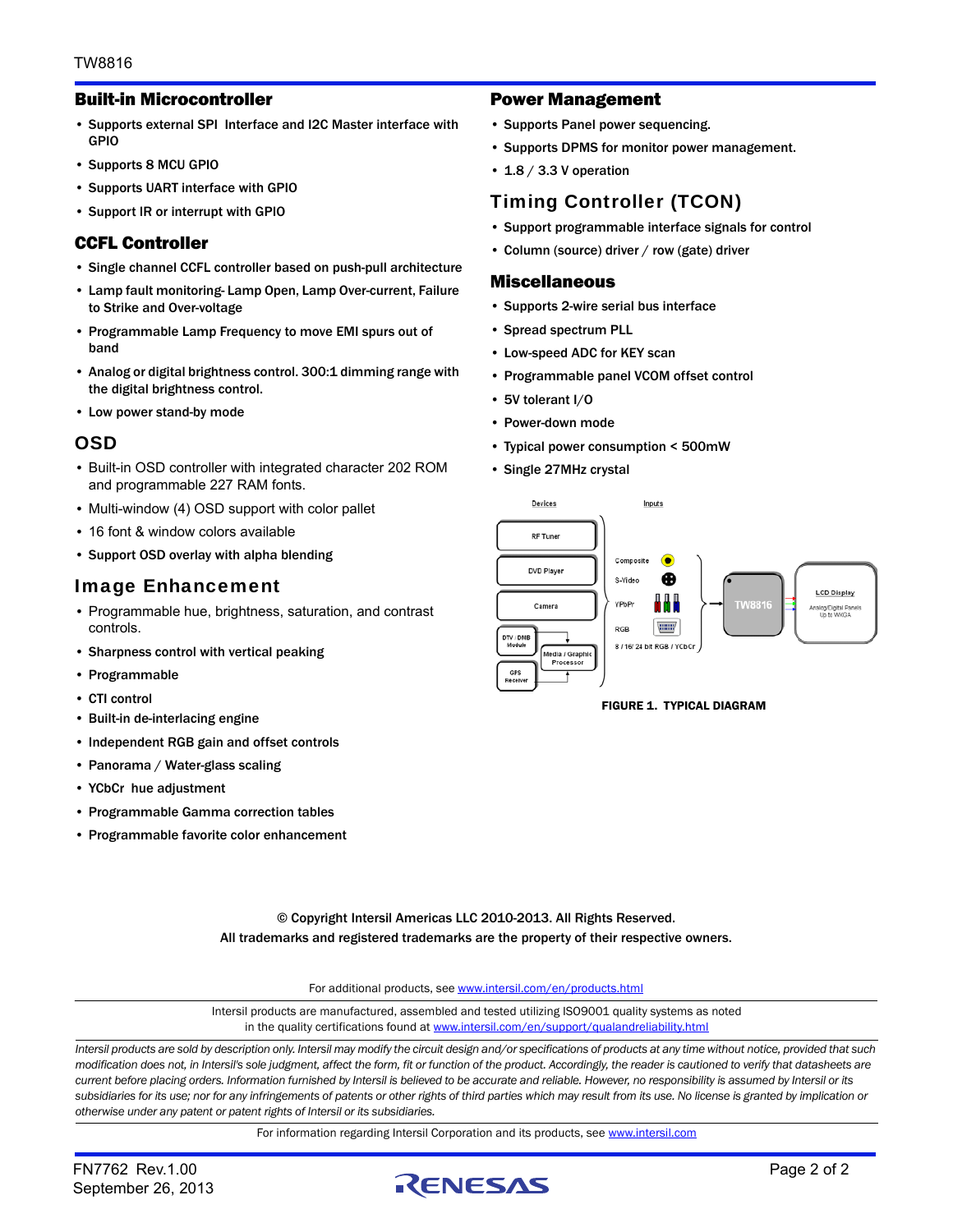## Built-in Microcontroller

- Supports external SPI Interface and I2C Master interface with GPIO
- Supports 8 MCU GPIO
- Supports UART interface with GPIO
- Support IR or interrupt with GPIO

## CCFL Controller

- Single channel CCFL controller based on push-pull architecture
- Lamp fault monitoring- Lamp Open, Lamp Over-current, Failure to Strike and Over-voltage
- Programmable Lamp Frequency to move EMI spurs out of band
- Analog or digital brightness control. 300:1 dimming range with the digital brightness control.
- Low power stand-by mode

## OSD

- Built-in OSD controller with integrated character 202 ROM and programmable 227 RAM fonts.
- Multi-window (4) OSD support with color pallet
- 16 font & window colors available
- Support OSD overlay with alpha blending

## Image Enhancement

- Programmable hue, brightness, saturation, and contrast controls.
- Sharpness control with vertical peaking
- Programmable
- CTI control
- Built-in de-interlacing engine
- Independent RGB gain and offset controls
- Panorama / Water-glass scaling
- YCbCr hue adjustment
- Programmable Gamma correction tables
- Programmable favorite color enhancement

## Power Management

- Supports Panel power sequencing.
- Supports DPMS for monitor power management.
- 1.8 / 3.3 V operation

## Timing Controller (TCON)

- Support programmable interface signals for control
- Column (source) driver / row (gate) driver

## Miscellaneous

- Supports 2-wire serial bus interface
- Spread spectrum PLL
- Low-speed ADC for KEY scan
- Programmable panel VCOM offset control
- 5V tolerant I/O
- Power-down mode
- Typical power consumption < 500mW
- Single 27MHz crystal

Devices
Inputs
RF Tuner
DVD Player
Camera
DTV / DMB Module
Media / Graphic Processor
GPS Receiver
Composite
S-Video
YPbPr
RGB
8 / 16/ 24 bit RGB / YCbCr
TW8816
LCD Display
Analog/Digital Panels Up to WXGA

**FIGURE 1. TYPICAL DIAGRAM**

© Copyright Intersil Americas LLC 2010-2013. All Rights Reserved.
All trademarks and registered trademarks are the property of their respective owners.

For additional products, see [www.intersil.com/en/products.html](www.intersil.com/en/products.html)

Intersil products are manufactured, assembled and tested utilizing ISO9001 quality systems as noted in the quality certifications found at [www.intersil.com/en/support/qualandreliability.html](www.intersil.com/en/support/qualandreliability.html)

*Intersil products are sold by description only. Intersil may modify the circuit design and/or specifications of products at any time without notice, provided that such modification does not, in Intersil's sole judgment, affect the form, fit or function of the product. Accordingly, the reader is cautioned to verify that datasheets are current before placing orders. Information furnished by Intersil is believed to be accurate and reliable. However, no responsibility is assumed by Intersil or its subsidiaries for its use; nor for any infringements of patents or other rights of third parties which may result from its use. No license is granted by implication or otherwise under any patent or patent rights of Intersil or its subsidiaries.*

For information regarding Intersil Corporation and its products, see [www.intersil.com](www.intersil.com)

FN7762 Rev.1.00
September 26, 2013